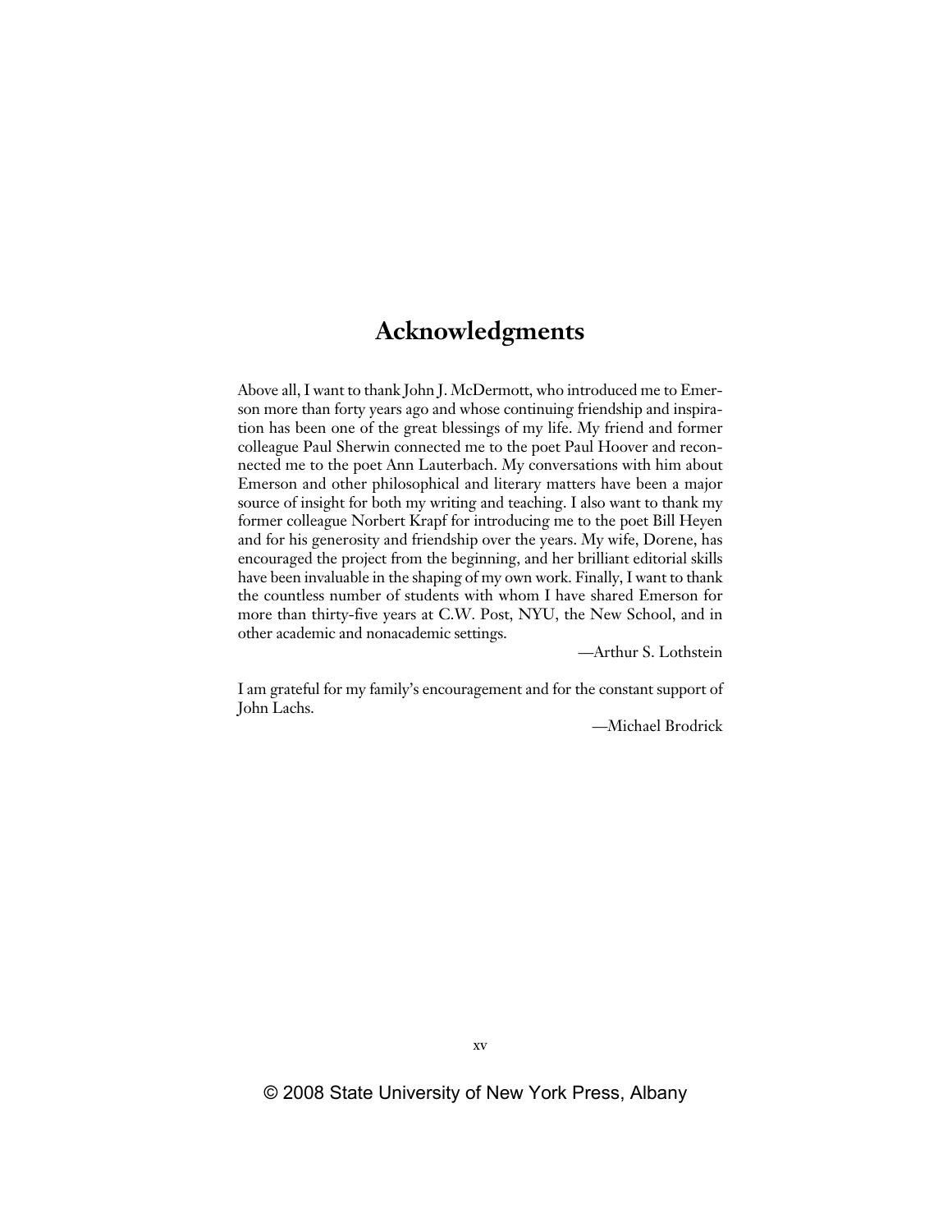# Acknowledgments

Above all, I want to thank John J. McDermott, who introduced me to Emerson more than forty years ago and whose continuing friendship and inspiration has been one of the great blessings of my life. My friend and former colleague Paul Sherwin connected me to the poet Paul Hoover and reconnected me to the poet Ann Lauterbach. My conversations with him about Emerson and other philosophical and literary matters have been a major source of insight for both my writing and teaching. I also want to thank my former colleague Norbert Krapf for introducing me to the poet Bill Heyen and for his generosity and friendship over the years. My wife, Dorene, has encouraged the project from the beginning, and her brilliant editorial skills have been invaluable in the shaping of my own work. Finally, I want to thank the countless number of students with whom I have shared Emerson for more than thirty-five years at C.W. Post, NYU, the New School, and in other academic and nonacademic settings.

—Arthur S. Lothstein

I am grateful for my family's encouragement and for the constant support of John Lachs.

—Michael Brodrick

© 2008 State University of New York Press, Albany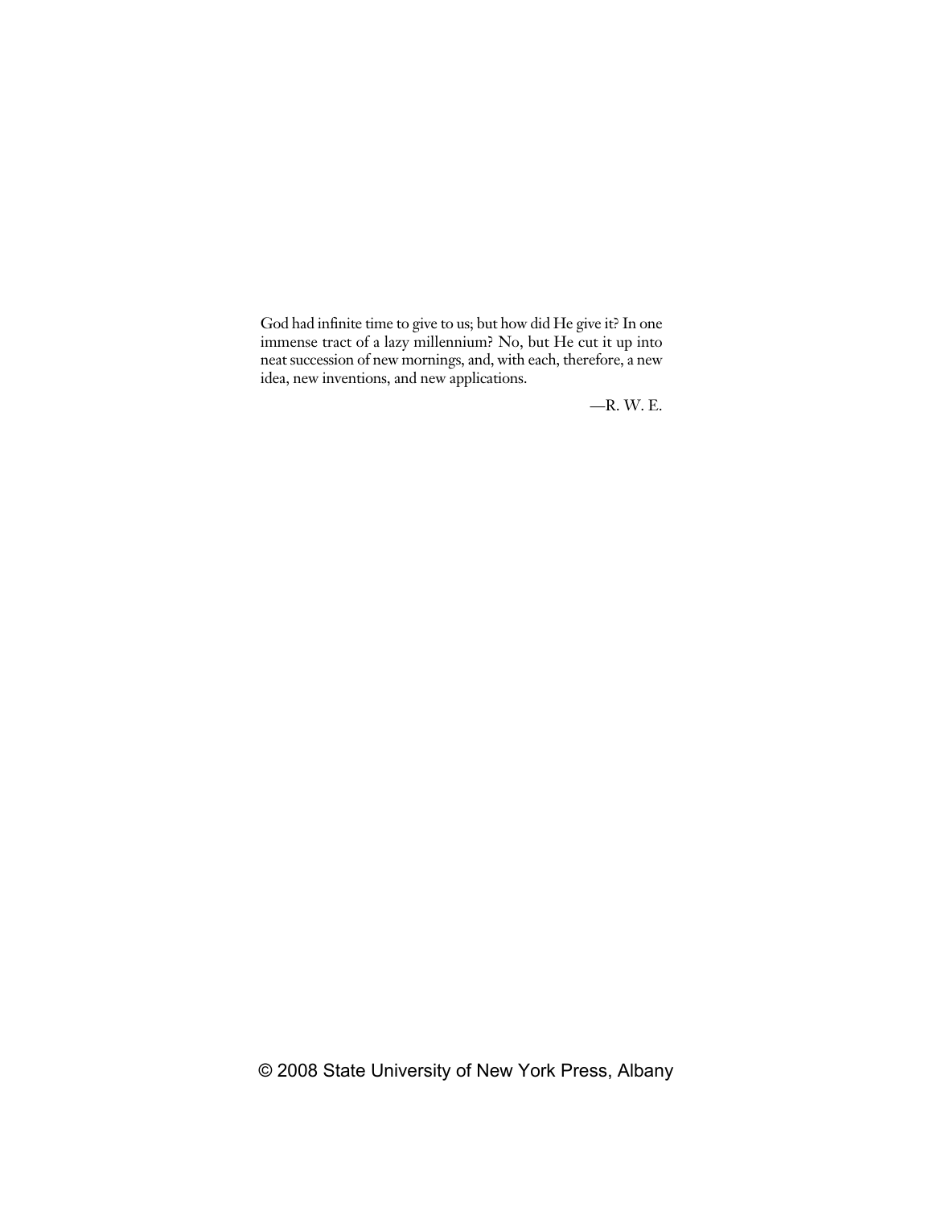God had infinite time to give to us; but how did He give it? In one immense tract of a lazy millennium? No, but He cut it up into neat succession of new mornings, and, with each, therefore, a new idea, new inventions, and new applications.

—R. W. E.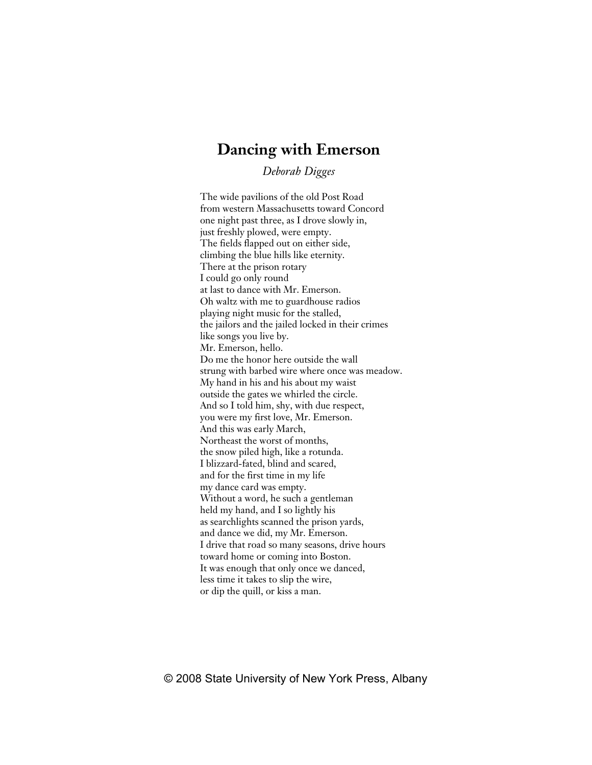# Dancing with Emerson

*Deborah Digges*

The wide pavilions of the old Post Road  
from western Massachusetts toward Concord  
one night past three, as I drove slowly in,  
just freshly plowed, were empty.  
The fields flapped out on either side,  
climbing the blue hills like eternity.  
There at the prison rotary  
I could go only round  
at last to dance with Mr. Emerson.  
Oh waltz with me to guardhouse radios  
playing night music for the stalled,  
the jailors and the jailed locked in their crimes  
like songs you live by.  
Mr. Emerson, hello.  
Do me the honor here outside the wall  
strung with barbed wire where once was meadow.  
My hand in his and his about my waist  
outside the gates we whirled the circle.  
And so I told him, shy, with due respect,  
you were my first love, Mr. Emerson.  
And this was early March,  
Northeast the worst of months,  
the snow piled high, like a rotunda.  
I blizzard-fated, blind and scared,  
and for the first time in my life  
my dance card was empty.  
Without a word, he such a gentleman  
held my hand, and I so lightly his  
as searchlights scanned the prison yards,  
and dance we did, my Mr. Emerson.  
I drive that road so many seasons, drive hours  
toward home or coming into Boston.  
It was enough that only once we danced,  
less time it takes to slip the wire,  
or dip the quill, or kiss a man.

© 2008 State University of New York Press, Albany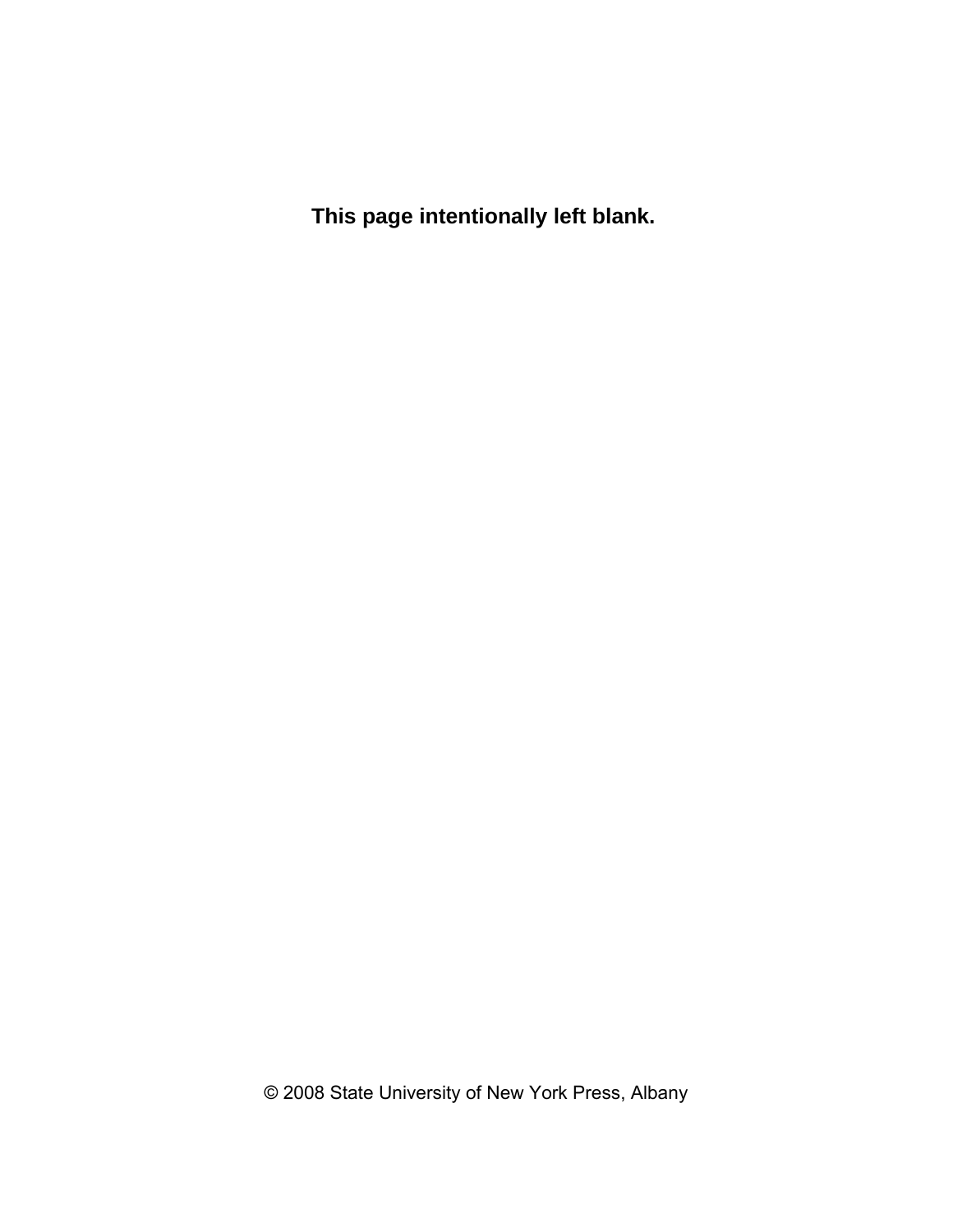**This page intentionally left blank.**

© 2008 State University of New York Press, Albany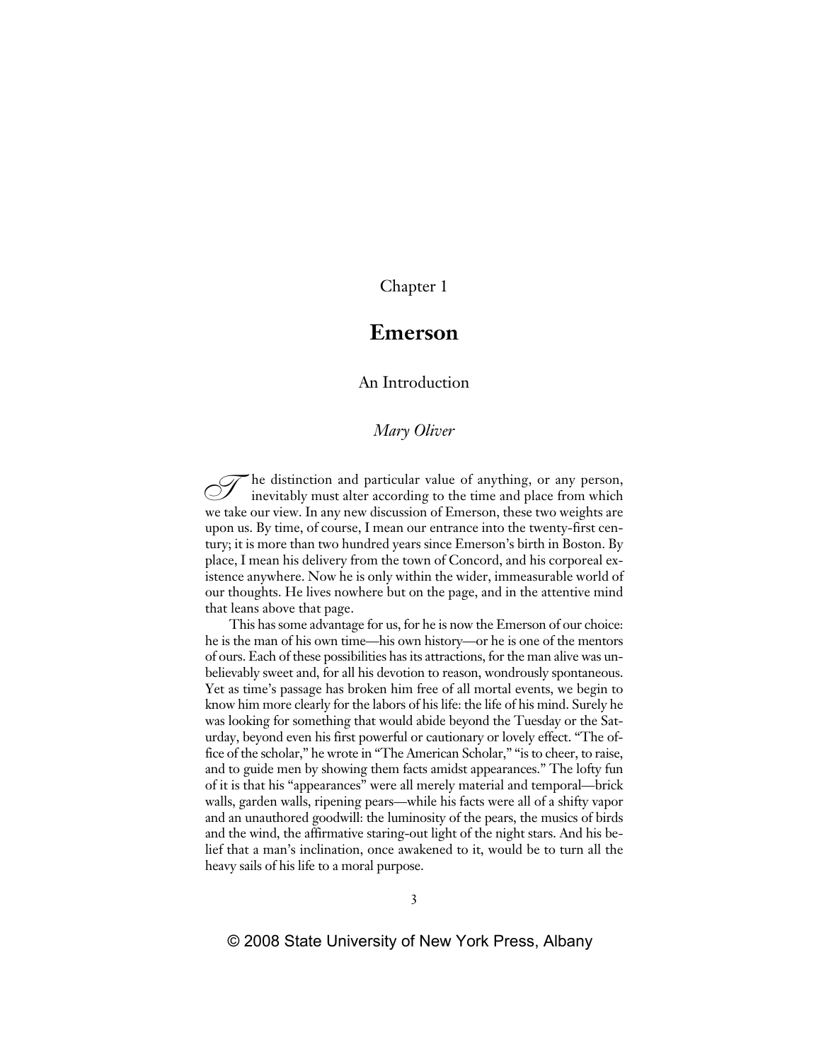Chapter 1

# Emerson

## An Introduction

*Mary Oliver*

The distinction and particular value of anything, or any person, inevitably must alter according to the time and place from which we take our view. In any new discussion of Emerson, these two weights are upon us. By time, of course, I mean our entrance into the twenty-first century; it is more than two hundred years since Emerson's birth in Boston. By place, I mean his delivery from the town of Concord, and his corporeal existence anywhere. Now he is only within the wider, immeasurable world of our thoughts. He lives nowhere but on the page, and in the attentive mind that leans above that page.

This has some advantage for us, for he is now the Emerson of our choice: he is the man of his own time—his own history—or he is one of the mentors of ours. Each of these possibilities has its attractions, for the man alive was unbelievably sweet and, for all his devotion to reason, wondrously spontaneous. Yet as time's passage has broken him free of all mortal events, we begin to know him more clearly for the labors of his life: the life of his mind. Surely he was looking for something that would abide beyond the Tuesday or the Saturday, beyond even his first powerful or cautionary or lovely effect. "The office of the scholar," he wrote in "The American Scholar," "is to cheer, to raise, and to guide men by showing them facts amidst appearances." The lofty fun of it is that his "appearances" were all merely material and temporal—brick walls, garden walls, ripening pears—while his facts were all of a shifty vapor and an unauthored goodwill: the luminosity of the pears, the musics of birds and the wind, the affirmative staring-out light of the night stars. And his belief that a man's inclination, once awakened to it, would be to turn all the heavy sails of his life to a moral purpose.

© 2008 State University of New York Press, Albany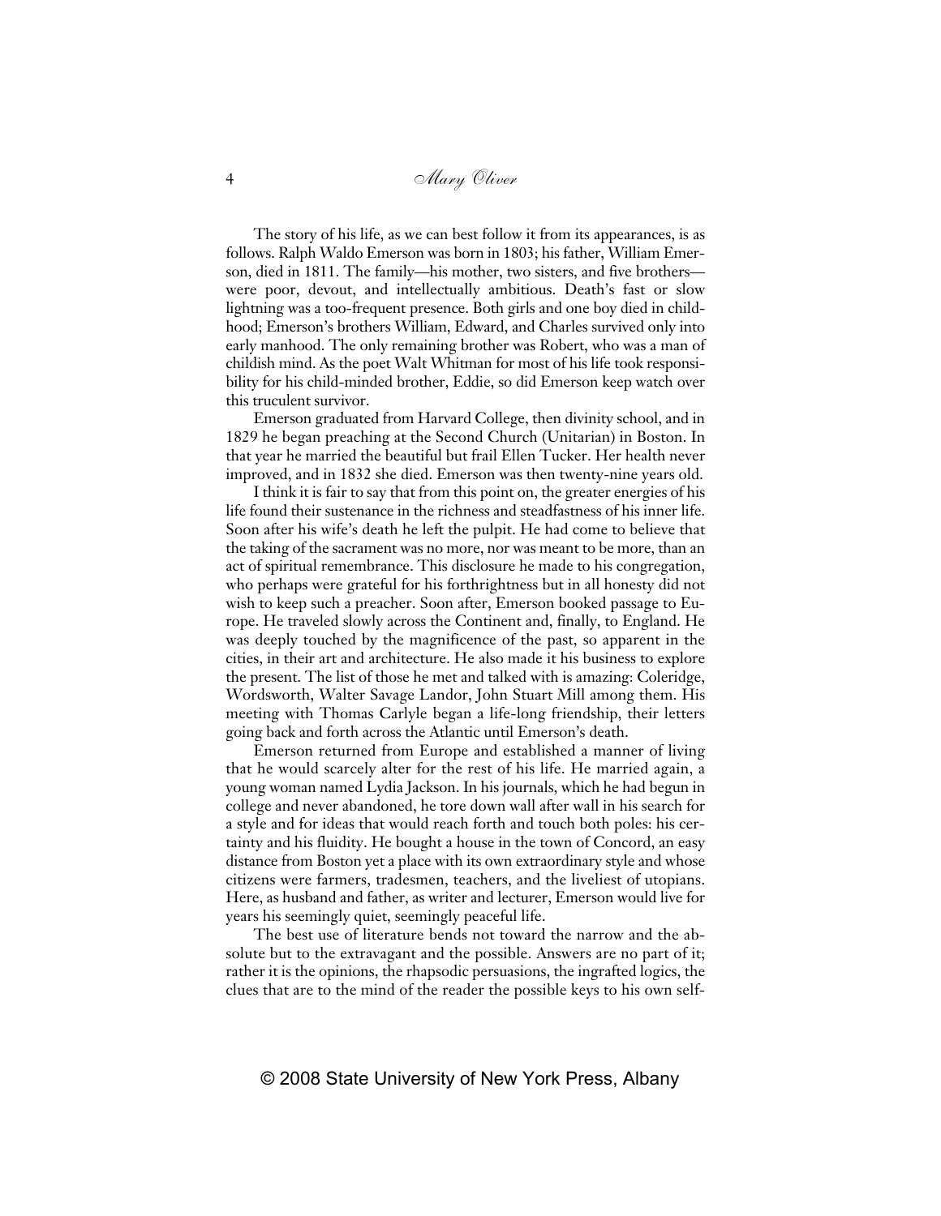The story of his life, as we can best follow it from its appearances, is as follows. Ralph Waldo Emerson was born in 1803; his father, William Emerson, died in 1811. The family—his mother, two sisters, and five brothers—were poor, devout, and intellectually ambitious. Death's fast or slow lightning was a too-frequent presence. Both girls and one boy died in childhood; Emerson's brothers William, Edward, and Charles survived only into early manhood. The only remaining brother was Robert, who was a man of childish mind. As the poet Walt Whitman for most of his life took responsibility for his child-minded brother, Eddie, so did Emerson keep watch over this truculent survivor.

Emerson graduated from Harvard College, then divinity school, and in 1829 he began preaching at the Second Church (Unitarian) in Boston. In that year he married the beautiful but frail Ellen Tucker. Her health never improved, and in 1832 she died. Emerson was then twenty-nine years old.

I think it is fair to say that from this point on, the greater energies of his life found their sustenance in the richness and steadfastness of his inner life. Soon after his wife's death he left the pulpit. He had come to believe that the taking of the sacrament was no more, nor was meant to be more, than an act of spiritual remembrance. This disclosure he made to his congregation, who perhaps were grateful for his forthrightness but in all honesty did not wish to keep such a preacher. Soon after, Emerson booked passage to Europe. He traveled slowly across the Continent and, finally, to England. He was deeply touched by the magnificence of the past, so apparent in the cities, in their art and architecture. He also made it his business to explore the present. The list of those he met and talked with is amazing: Coleridge, Wordsworth, Walter Savage Landor, John Stuart Mill among them. His meeting with Thomas Carlyle began a life-long friendship, their letters going back and forth across the Atlantic until Emerson's death.

Emerson returned from Europe and established a manner of living that he would scarcely alter for the rest of his life. He married again, a young woman named Lydia Jackson. In his journals, which he had begun in college and never abandoned, he tore down wall after wall in his search for a style and for ideas that would reach forth and touch both poles: his certainty and his fluidity. He bought a house in the town of Concord, an easy distance from Boston yet a place with its own extraordinary style and whose citizens were farmers, tradesmen, teachers, and the liveliest of utopians. Here, as husband and father, as writer and lecturer, Emerson would live for years his seemingly quiet, seemingly peaceful life.

The best use of literature bends not toward the narrow and the absolute but to the extravagant and the possible. Answers are no part of it; rather it is the opinions, the rhapsodic persuasions, the ingrafted logics, the clues that are to the mind of the reader the possible keys to his own self-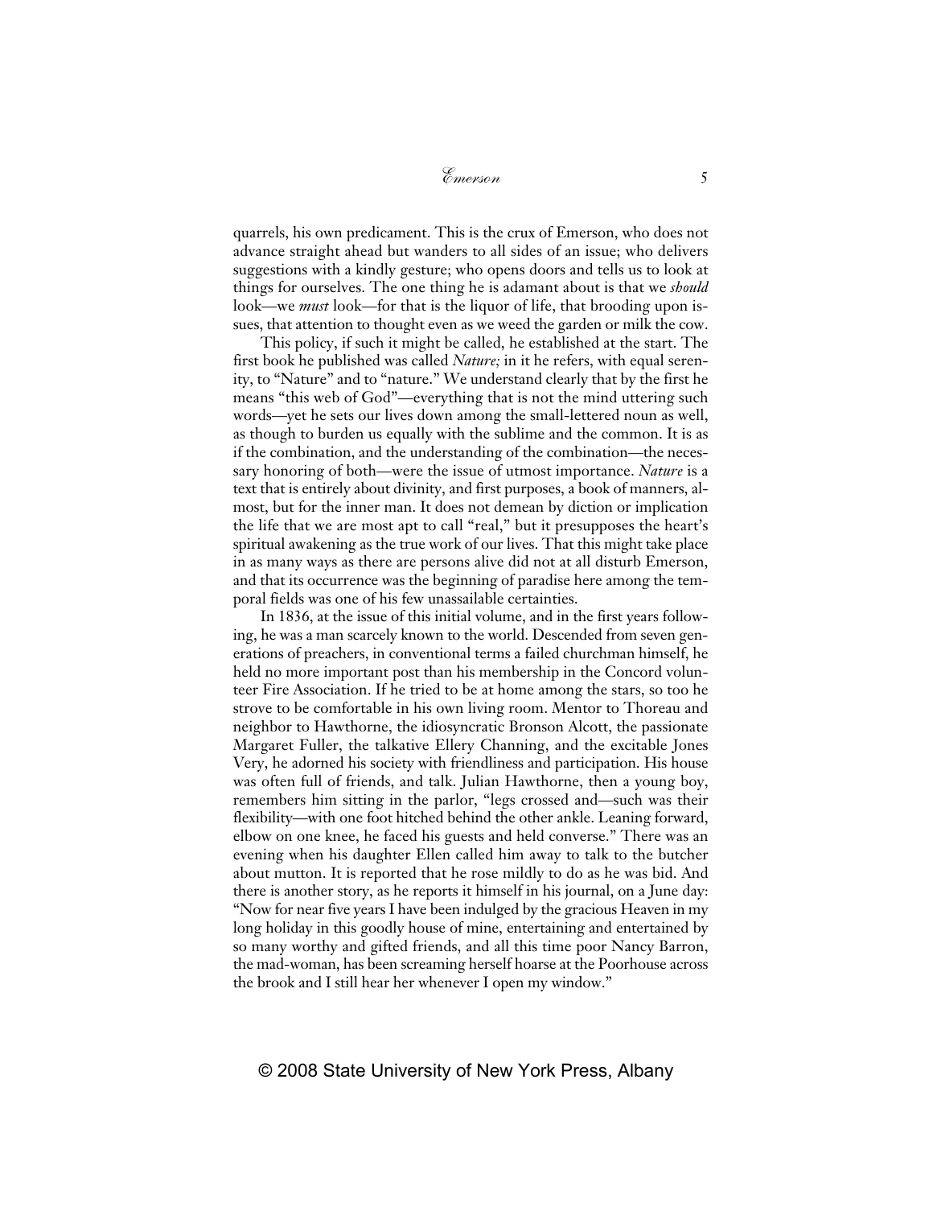quarrels, his own predicament. This is the crux of Emerson, who does not advance straight ahead but wanders to all sides of an issue; who delivers suggestions with a kindly gesture; who opens doors and tells us to look at things for ourselves. The one thing he is adamant about is that we *should* look—we *must* look—for that is the liquor of life, that brooding upon issues, that attention to thought even as we weed the garden or milk the cow.

This policy, if such it might be called, he established at the start. The first book he published was called *Nature;* in it he refers, with equal serenity, to "Nature" and to "nature." We understand clearly that by the first he means "this web of God"—everything that is not the mind uttering such words—yet he sets our lives down among the small-lettered noun as well, as though to burden us equally with the sublime and the common. It is as if the combination, and the understanding of the combination—the necessary honoring of both—were the issue of utmost importance. *Nature* is a text that is entirely about divinity, and first purposes, a book of manners, almost, but for the inner man. It does not demean by diction or implication the life that we are most apt to call "real," but it presupposes the heart's spiritual awakening as the true work of our lives. That this might take place in as many ways as there are persons alive did not at all disturb Emerson, and that its occurrence was the beginning of paradise here among the temporal fields was one of his few unassailable certainties.

In 1836, at the issue of this initial volume, and in the first years following, he was a man scarcely known to the world. Descended from seven generations of preachers, in conventional terms a failed churchman himself, he held no more important post than his membership in the Concord volunteer Fire Association. If he tried to be at home among the stars, so too he strove to be comfortable in his own living room. Mentor to Thoreau and neighbor to Hawthorne, the idiosyncratic Bronson Alcott, the passionate Margaret Fuller, the talkative Ellery Channing, and the excitable Jones Very, he adorned his society with friendliness and participation. His house was often full of friends, and talk. Julian Hawthorne, then a young boy, remembers him sitting in the parlor, "legs crossed and—such was their flexibility—with one foot hitched behind the other ankle. Leaning forward, elbow on one knee, he faced his guests and held converse." There was an evening when his daughter Ellen called him away to talk to the butcher about mutton. It is reported that he rose mildly to do as he was bid. And there is another story, as he reports it himself in his journal, on a June day: "Now for near five years I have been indulged by the gracious Heaven in my long holiday in this goodly house of mine, entertaining and entertained by so many worthy and gifted friends, and all this time poor Nancy Barron, the mad-woman, has been screaming herself hoarse at the Poorhouse across the brook and I still hear her whenever I open my window."

© 2008 State University of New York Press, Albany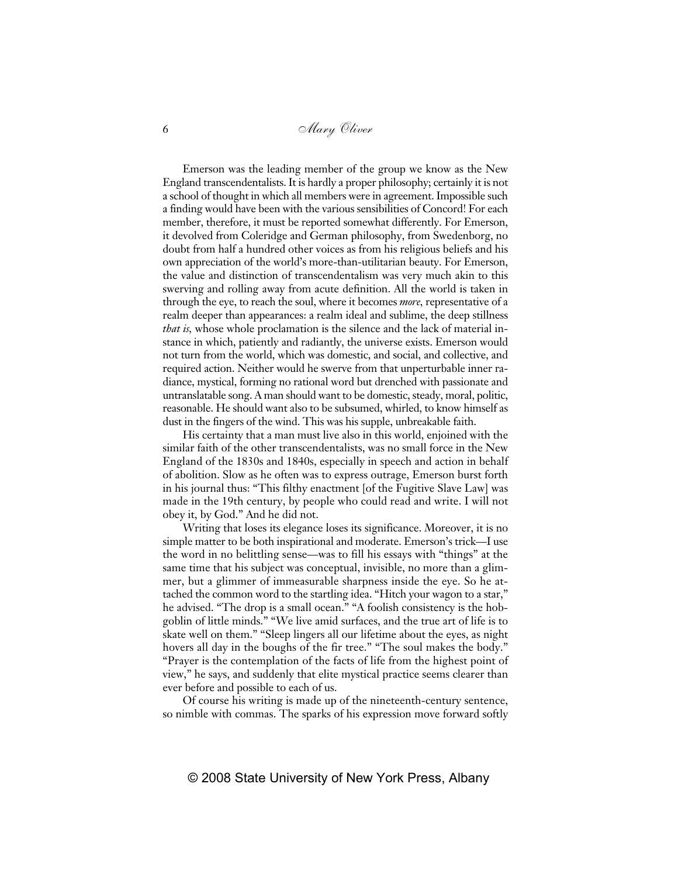Emerson was the leading member of the group we know as the New England transcendentalists. It is hardly a proper philosophy; certainly it is not a school of thought in which all members were in agreement. Impossible such a finding would have been with the various sensibilities of Concord! For each member, therefore, it must be reported somewhat differently. For Emerson, it devolved from Coleridge and German philosophy, from Swedenborg, no doubt from half a hundred other voices as from his religious beliefs and his own appreciation of the world's more-than-utilitarian beauty. For Emerson, the value and distinction of transcendentalism was very much akin to this swerving and rolling away from acute definition. All the world is taken in through the eye, to reach the soul, where it becomes *more*, representative of a realm deeper than appearances: a realm ideal and sublime, the deep stillness *that is*, whose whole proclamation is the silence and the lack of material instance in which, patiently and radiantly, the universe exists. Emerson would not turn from the world, which was domestic, and social, and collective, and required action. Neither would he swerve from that unperturbable inner radiance, mystical, forming no rational word but drenched with passionate and untranslatable song. A man should want to be domestic, steady, moral, politic, reasonable. He should want also to be subsumed, whirled, to know himself as dust in the fingers of the wind. This was his supple, unbreakable faith.

His certainty that a man must live also in this world, enjoined with the similar faith of the other transcendentalists, was no small force in the New England of the 1830s and 1840s, especially in speech and action in behalf of abolition. Slow as he often was to express outrage, Emerson burst forth in his journal thus: "This filthy enactment [of the Fugitive Slave Law] was made in the 19th century, by people who could read and write. I will not obey it, by God." And he did not.

Writing that loses its elegance loses its significance. Moreover, it is no simple matter to be both inspirational and moderate. Emerson's trick—I use the word in no belittling sense—was to fill his essays with "things" at the same time that his subject was conceptual, invisible, no more than a glimmer, but a glimmer of immeasurable sharpness inside the eye. So he attached the common word to the startling idea. "Hitch your wagon to a star," he advised. "The drop is a small ocean." "A foolish consistency is the hobgoblin of little minds." "We live amid surfaces, and the true art of life is to skate well on them." "Sleep lingers all our lifetime about the eyes, as night hovers all day in the boughs of the fir tree." "The soul makes the body." "Prayer is the contemplation of the facts of life from the highest point of view," he says, and suddenly that elite mystical practice seems clearer than ever before and possible to each of us.

Of course his writing is made up of the nineteenth-century sentence, so nimble with commas. The sparks of his expression move forward softly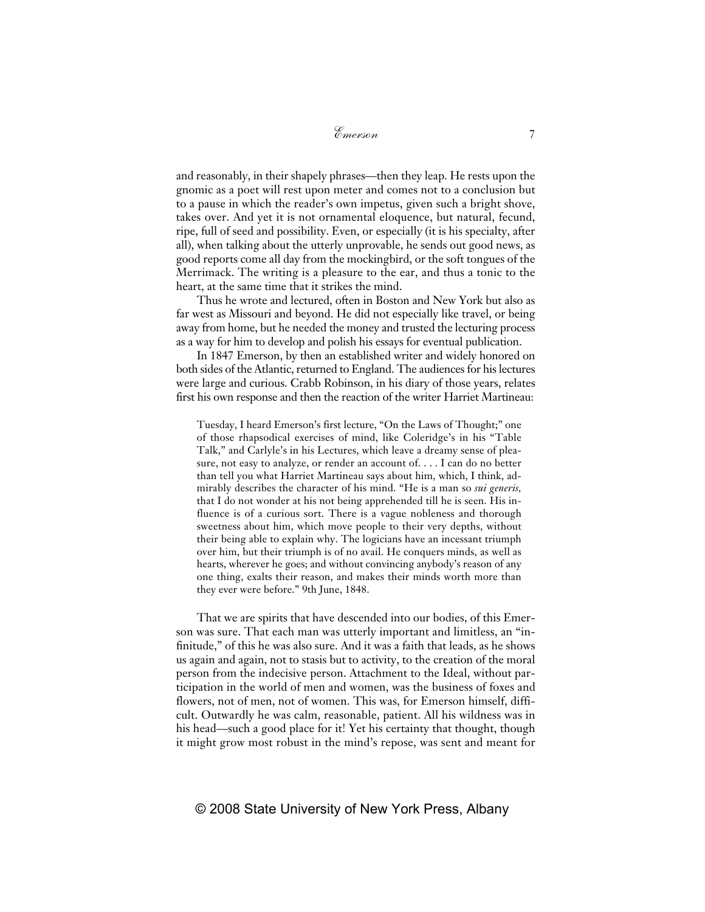and reasonably, in their shapely phrases—then they leap. He rests upon the gnomic as a poet will rest upon meter and comes not to a conclusion but to a pause in which the reader's own impetus, given such a bright shove, takes over. And yet it is not ornamental eloquence, but natural, fecund, ripe, full of seed and possibility. Even, or especially (it is his specialty, after all), when talking about the utterly unprovable, he sends out good news, as good reports come all day from the mockingbird, or the soft tongues of the Merrimack. The writing is a pleasure to the ear, and thus a tonic to the heart, at the same time that it strikes the mind.

Thus he wrote and lectured, often in Boston and New York but also as far west as Missouri and beyond. He did not especially like travel, or being away from home, but he needed the money and trusted the lecturing process as a way for him to develop and polish his essays for eventual publication.

In 1847 Emerson, by then an established writer and widely honored on both sides of the Atlantic, returned to England. The audiences for his lectures were large and curious. Crabb Robinson, in his diary of those years, relates first his own response and then the reaction of the writer Harriet Martineau:

> Tuesday, I heard Emerson's first lecture, "On the Laws of Thought;" one of those rhapsodical exercises of mind, like Coleridge's in his "Table Talk," and Carlyle's in his Lectures, which leave a dreamy sense of pleasure, not easy to analyze, or render an account of. . . . I can do no better than tell you what Harriet Martineau says about him, which, I think, admirably describes the character of his mind. "He is a man so *sui generis*, that I do not wonder at his not being apprehended till he is seen. His influence is of a curious sort. There is a vague nobleness and thorough sweetness about him, which move people to their very depths, without their being able to explain why. The logicians have an incessant triumph over him, but their triumph is of no avail. He conquers minds, as well as hearts, wherever he goes; and without convincing anybody's reason of any one thing, exalts their reason, and makes their minds worth more than they ever were before." 9th June, 1848.

That we are spirits that have descended into our bodies, of this Emerson was sure. That each man was utterly important and limitless, an "infinitude," of this he was also sure. And it was a faith that leads, as he shows us again and again, not to stasis but to activity, to the creation of the moral person from the indecisive person. Attachment to the Ideal, without participation in the world of men and women, was the business of foxes and flowers, not of men, not of women. This was, for Emerson himself, difficult. Outwardly he was calm, reasonable, patient. All his wildness was in his head—such a good place for it! Yet his certainty that thought, though it might grow most robust in the mind's repose, was sent and meant for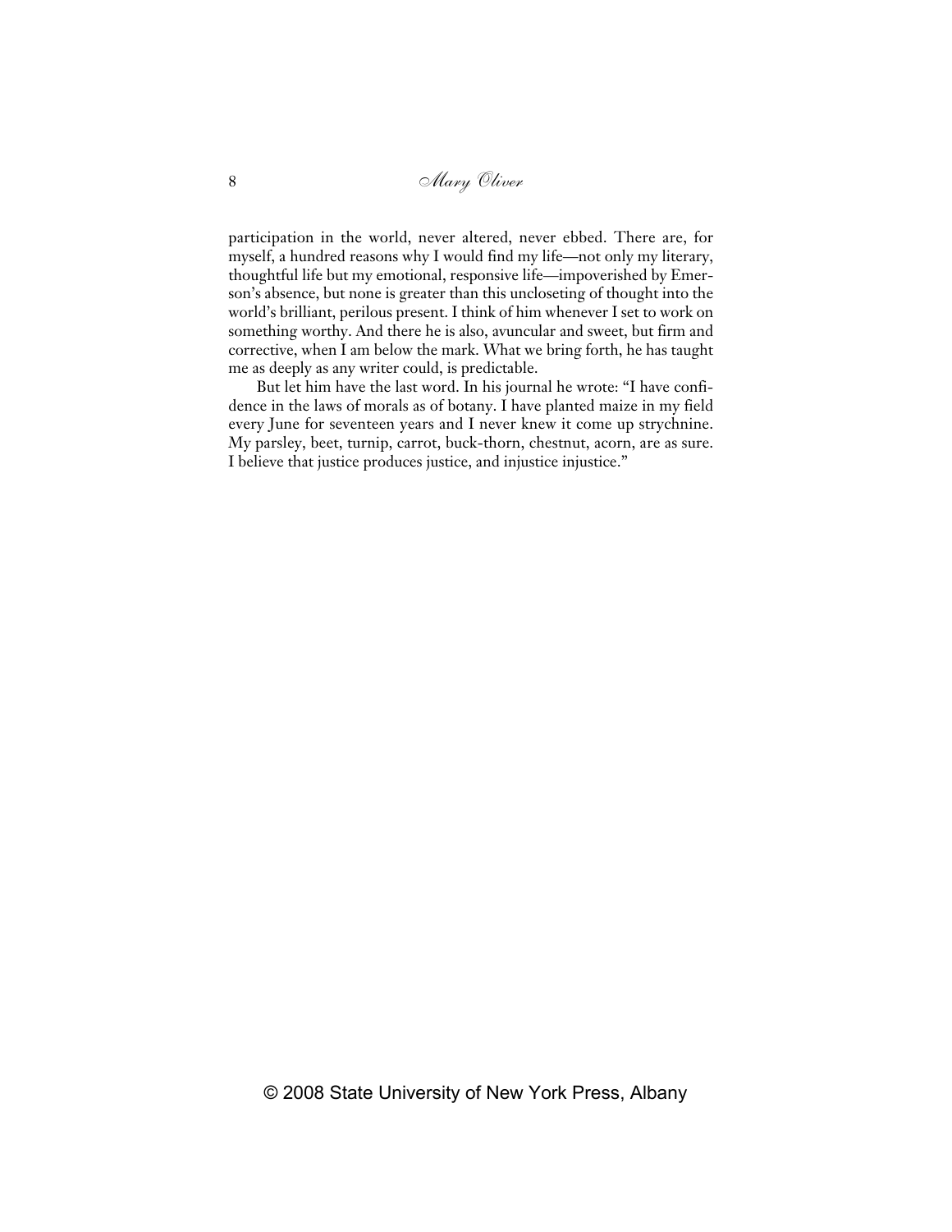participation in the world, never altered, never ebbed. There are, for myself, a hundred reasons why I would find my life—not only my literary, thoughtful life but my emotional, responsive life—impoverished by Emerson's absence, but none is greater than this uncloseting of thought into the world's brilliant, perilous present. I think of him whenever I set to work on something worthy. And there he is also, avuncular and sweet, but firm and corrective, when I am below the mark. What we bring forth, he has taught me as deeply as any writer could, is predictable.

But let him have the last word. In his journal he wrote: "I have confidence in the laws of morals as of botany. I have planted maize in my field every June for seventeen years and I never knew it come up strychnine. My parsley, beet, turnip, carrot, buck-thorn, chestnut, acorn, are as sure. I believe that justice produces justice, and injustice injustice."

© 2008 State University of New York Press, Albany